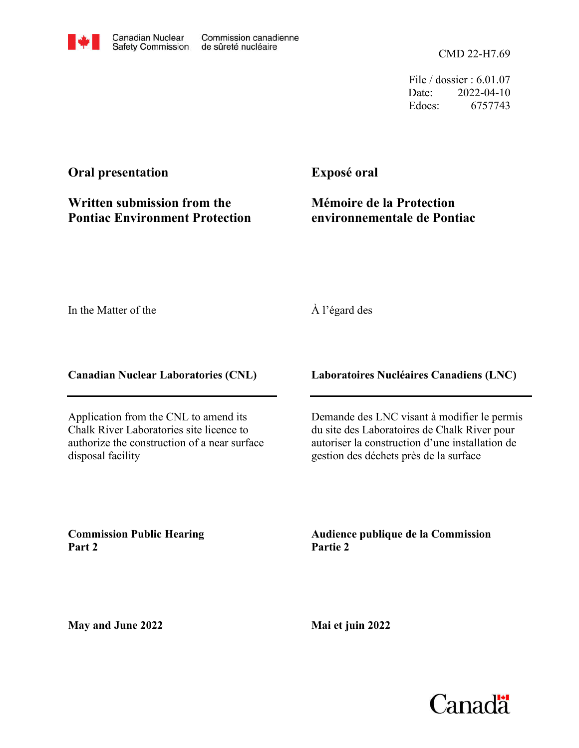Canadian Nuclear Safety Commission | Commission canadienne de sûreté nucléaire

CMD 22-H7.69

File / dossier : 6.01.07
Date: 2022-04-10
Edocs: 6757743

**Oral presentation**

**Written submission from the Pontiac Environment Protection**

**Exposé oral**

**Mémoire de la Protection environnementale de Pontiac**

In the Matter of the

À l'égard des

**Canadian Nuclear Laboratories (CNL)**

**Laboratoires Nucléaires Canadiens (LNC)**

Application from the CNL to amend its Chalk River Laboratories site licence to authorize the construction of a near surface disposal facility

Demande des LNC visant à modifier le permis du site des Laboratoires de Chalk River pour autoriser la construction d'une installation de gestion des déchets près de la surface

**Commission Public Hearing Part 2**

**Audience publique de la Commission Partie 2**

**May and June 2022**

**Mai et juin 2022**

Canada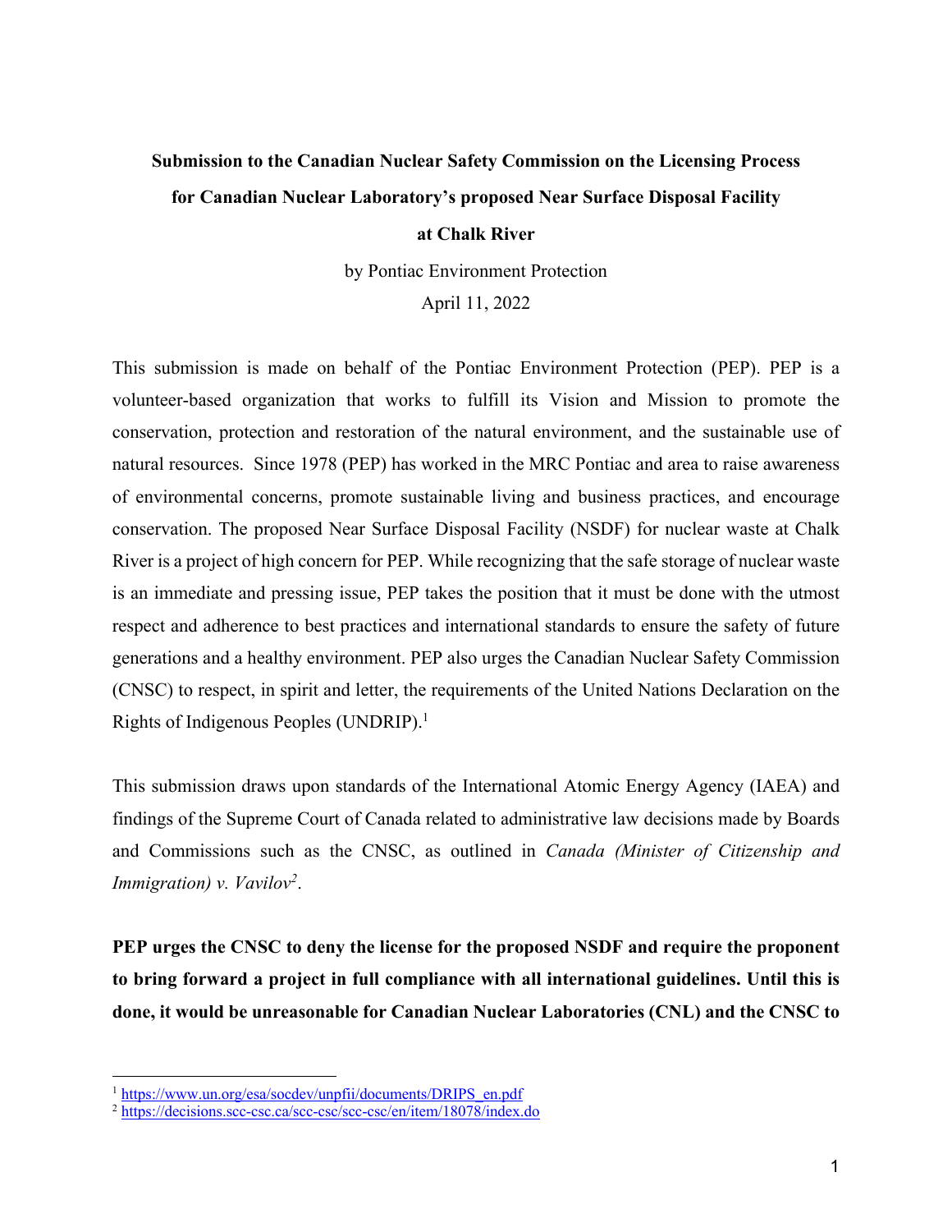**Submission to the Canadian Nuclear Safety Commission on the Licensing Process for Canadian Nuclear Laboratory's proposed Near Surface Disposal Facility at Chalk River**

by Pontiac Environment Protection

April 11, 2022

This submission is made on behalf of the Pontiac Environment Protection (PEP). PEP is a volunteer-based organization that works to fulfill its Vision and Mission to promote the conservation, protection and restoration of the natural environment, and the sustainable use of natural resources. Since 1978 (PEP) has worked in the MRC Pontiac and area to raise awareness of environmental concerns, promote sustainable living and business practices, and encourage conservation. The proposed Near Surface Disposal Facility (NSDF) for nuclear waste at Chalk River is a project of high concern for PEP. While recognizing that the safe storage of nuclear waste is an immediate and pressing issue, PEP takes the position that it must be done with the utmost respect and adherence to best practices and international standards to ensure the safety of future generations and a healthy environment. PEP also urges the Canadian Nuclear Safety Commission (CNSC) to respect, in spirit and letter, the requirements of the United Nations Declaration on the Rights of Indigenous Peoples (UNDRIP).[1]

This submission draws upon standards of the International Atomic Energy Agency (IAEA) and findings of the Supreme Court of Canada related to administrative law decisions made by Boards and Commissions such as the CNSC, as outlined in *Canada (Minister of Citizenship and Immigration) v. Vavilov*[2].

**PEP urges the CNSC to deny the license for the proposed NSDF and require the proponent to bring forward a project in full compliance with all international guidelines. Until this is done, it would be unreasonable for Canadian Nuclear Laboratories (CNL) and the CNSC to**

[1] https://www.un.org/esa/socdev/unpfii/documents/DRIPS_en.pdf

[2] https://decisions.scc-csc.ca/scc-csc/scc-csc/en/item/18078/index.do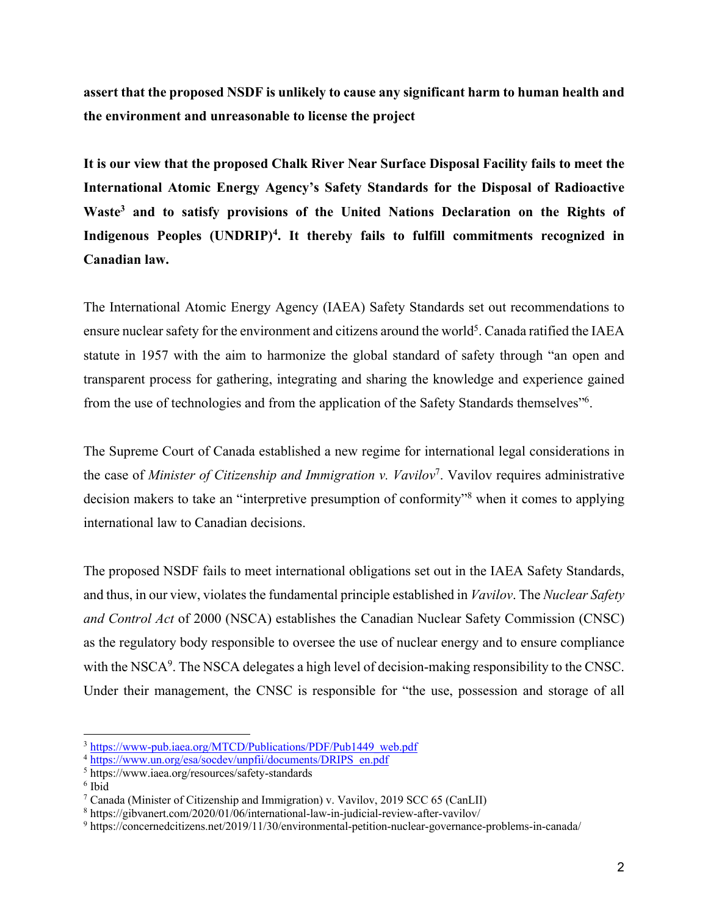**assert that the proposed NSDF is unlikely to cause any significant harm to human health and the environment and unreasonable to license the project**

**It is our view that the proposed Chalk River Near Surface Disposal Facility fails to meet the International Atomic Energy Agency's Safety Standards for the Disposal of Radioactive Waste[3] and to satisfy provisions of the United Nations Declaration on the Rights of Indigenous Peoples (UNDRIP)[4]. It thereby fails to fulfill commitments recognized in Canadian law.**

The International Atomic Energy Agency (IAEA) Safety Standards set out recommendations to ensure nuclear safety for the environment and citizens around the world[5]. Canada ratified the IAEA statute in 1957 with the aim to harmonize the global standard of safety through "an open and transparent process for gathering, integrating and sharing the knowledge and experience gained from the use of technologies and from the application of the Safety Standards themselves"[6].

The Supreme Court of Canada established a new regime for international legal considerations in the case of *Minister of Citizenship and Immigration v. Vavilov*[7]. Vavilov requires administrative decision makers to take an "interpretive presumption of conformity"[8] when it comes to applying international law to Canadian decisions.

The proposed NSDF fails to meet international obligations set out in the IAEA Safety Standards, and thus, in our view, violates the fundamental principle established in *Vavilov*. The *Nuclear Safety and Control Act* of 2000 (NSCA) establishes the Canadian Nuclear Safety Commission (CNSC) as the regulatory body responsible to oversee the use of nuclear energy and to ensure compliance with the NSCA[9]. The NSCA delegates a high level of decision-making responsibility to the CNSC. Under their management, the CNSC is responsible for "the use, possession and storage of all

---

[3] https://www-pub.iaea.org/MTCD/Publications/PDF/Pub1449_web.pdf

[4] https://www.un.org/esa/socdev/unpfii/documents/DRIPS_en.pdf

[5] https://www.iaea.org/resources/safety-standards

[6] Ibid

[7] Canada (Minister of Citizenship and Immigration) v. Vavilov, 2019 SCC 65 (CanLII)

[8] https://gibvanert.com/2020/01/06/international-law-in-judicial-review-after-vavilov/

[9] https://concernedcitizens.net/2019/11/30/environmental-petition-nuclear-governance-problems-in-canada/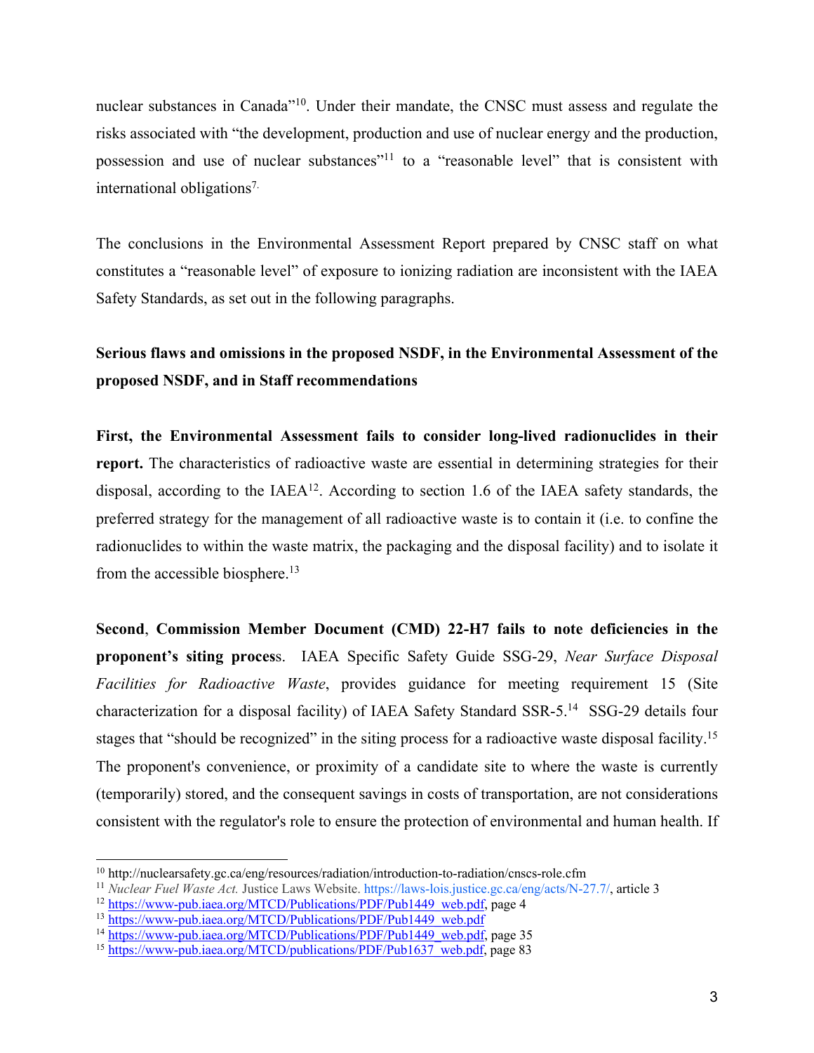nuclear substances in Canada"[10]. Under their mandate, the CNSC must assess and regulate the risks associated with "the development, production and use of nuclear energy and the production, possession and use of nuclear substances"[11] to a "reasonable level" that is consistent with international obligations[7].

The conclusions in the Environmental Assessment Report prepared by CNSC staff on what constitutes a "reasonable level" of exposure to ionizing radiation are inconsistent with the IAEA Safety Standards, as set out in the following paragraphs.

**Serious flaws and omissions in the proposed NSDF, in the Environmental Assessment of the proposed NSDF, and in Staff recommendations**

**First, the Environmental Assessment fails to consider long-lived radionuclides in their report.** The characteristics of radioactive waste are essential in determining strategies for their disposal, according to the IAEA[12]. According to section 1.6 of the IAEA safety standards, the preferred strategy for the management of all radioactive waste is to contain it (i.e. to confine the radionuclides to within the waste matrix, the packaging and the disposal facility) and to isolate it from the accessible biosphere.[13]

**Second**, **Commission Member Document (CMD) 22-H7 fails to note deficiencies in the proponent's siting process.** IAEA Specific Safety Guide SSG-29, *Near Surface Disposal Facilities for Radioactive Waste*, provides guidance for meeting requirement 15 (Site characterization for a disposal facility) of IAEA Safety Standard SSR-5.[14] SSG-29 details four stages that "should be recognized" in the siting process for a radioactive waste disposal facility.[15] The proponent's convenience, or proximity of a candidate site to where the waste is currently (temporarily) stored, and the consequent savings in costs of transportation, are not considerations consistent with the regulator's role to ensure the protection of environmental and human health. If

---

[10] http://nuclearsafety.gc.ca/eng/resources/radiation/introduction-to-radiation/cnscs-role.cfm

[11] *Nuclear Fuel Waste Act.* Justice Laws Website. https://laws-lois.justice.gc.ca/eng/acts/N-27.7/, article 3

[12] https://www-pub.iaea.org/MTCD/Publications/PDF/Pub1449_web.pdf, page 4

[13] https://www-pub.iaea.org/MTCD/Publications/PDF/Pub1449_web.pdf

[14] https://www-pub.iaea.org/MTCD/Publications/PDF/Pub1449_web.pdf, page 35

[15] https://www-pub.iaea.org/MTCD/publications/PDF/Pub1637_web.pdf, page 83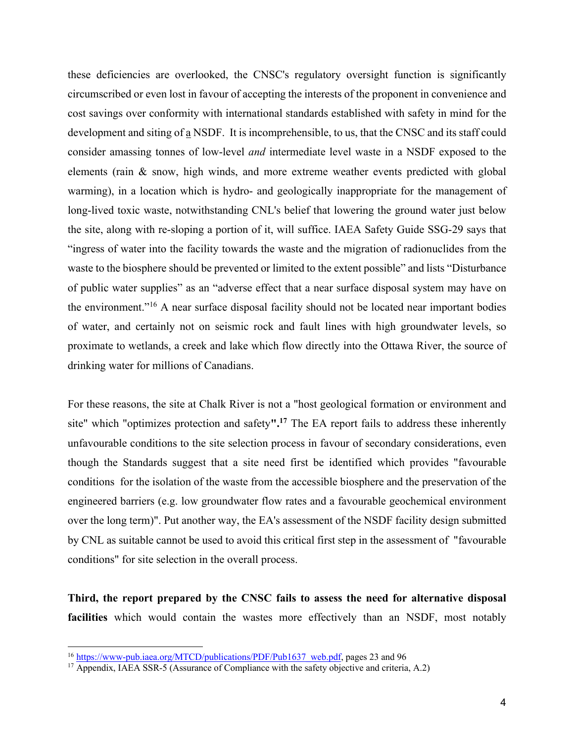these deficiencies are overlooked, the CNSC's regulatory oversight function is significantly circumscribed or even lost in favour of accepting the interests of the proponent in convenience and cost savings over conformity with international standards established with safety in mind for the development and siting of a NSDF. It is incomprehensible, to us, that the CNSC and its staff could consider amassing tonnes of low-level *and* intermediate level waste in a NSDF exposed to the elements (rain & snow, high winds, and more extreme weather events predicted with global warming), in a location which is hydro- and geologically inappropriate for the management of long-lived toxic waste, notwithstanding CNL's belief that lowering the ground water just below the site, along with re-sloping a portion of it, will suffice. IAEA Safety Guide SSG-29 says that "ingress of water into the facility towards the waste and the migration of radionuclides from the waste to the biosphere should be prevented or limited to the extent possible" and lists "Disturbance of public water supplies" as an "adverse effect that a near surface disposal system may have on the environment."[16] A near surface disposal facility should not be located near important bodies of water, and certainly not on seismic rock and fault lines with high groundwater levels, so proximate to wetlands, a creek and lake which flow directly into the Ottawa River, the source of drinking water for millions of Canadians.

For these reasons, the site at Chalk River is not a "host geological formation or environment and site" which "optimizes protection and safety**".**[17] The EA report fails to address these inherently unfavourable conditions to the site selection process in favour of secondary considerations, even though the Standards suggest that a site need first be identified which provides "favourable conditions for the isolation of the waste from the accessible biosphere and the preservation of the engineered barriers (e.g. low groundwater flow rates and a favourable geochemical environment over the long term)". Put another way, the EA's assessment of the NSDF facility design submitted by CNL as suitable cannot be used to avoid this critical first step in the assessment of "favourable conditions" for site selection in the overall process.

**Third, the report prepared by the CNSC fails to assess the need for alternative disposal facilities** which would contain the wastes more effectively than an NSDF, most notably

---

[16] https://www-pub.iaea.org/MTCD/publications/PDF/Pub1637_web.pdf, pages 23 and 96

[17] Appendix, IAEA SSR-5 (Assurance of Compliance with the safety objective and criteria, A.2)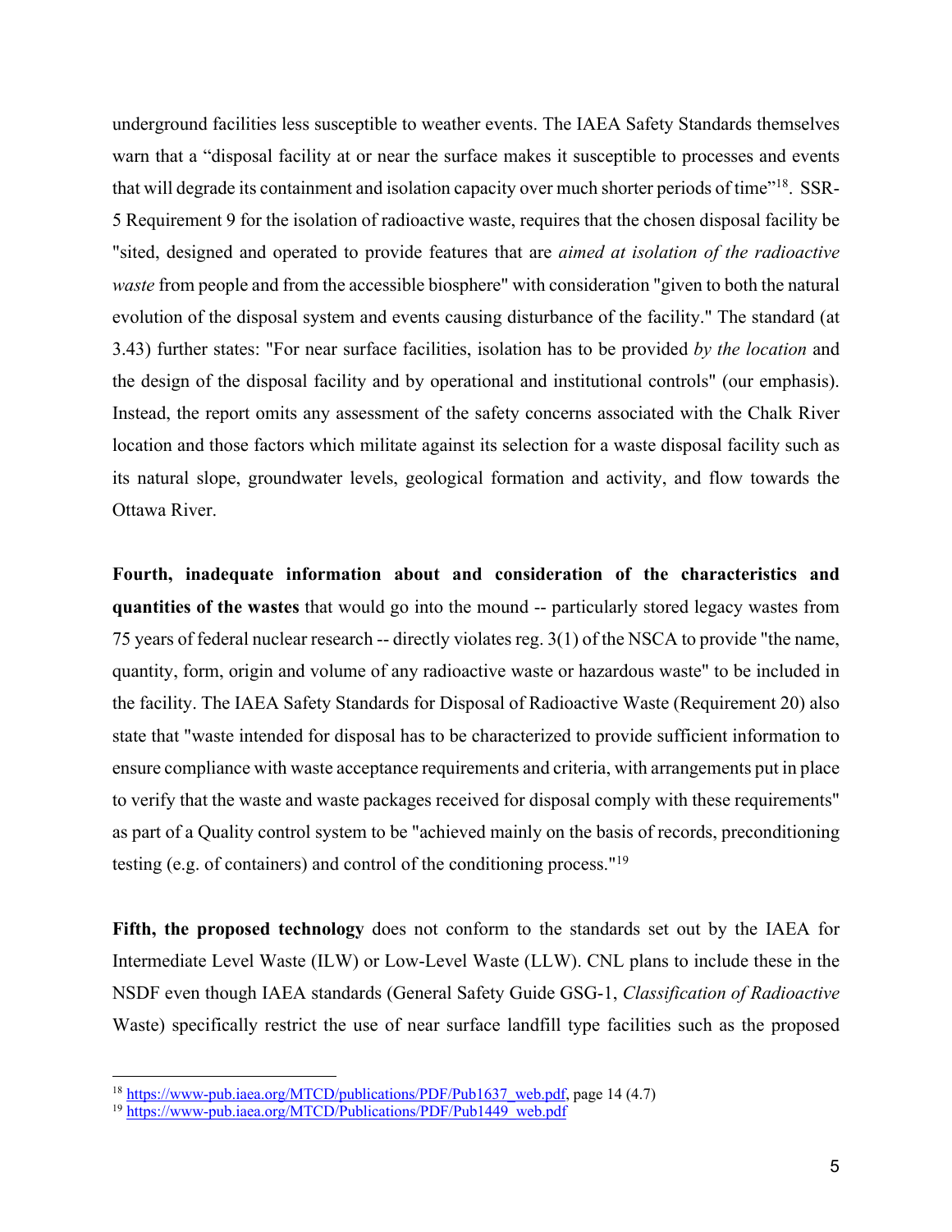underground facilities less susceptible to weather events. The IAEA Safety Standards themselves warn that a "disposal facility at or near the surface makes it susceptible to processes and events that will degrade its containment and isolation capacity over much shorter periods of time"[18]. SSR-5 Requirement 9 for the isolation of radioactive waste, requires that the chosen disposal facility be "sited, designed and operated to provide features that are *aimed at isolation of the radioactive waste* from people and from the accessible biosphere" with consideration "given to both the natural evolution of the disposal system and events causing disturbance of the facility." The standard (at 3.43) further states: "For near surface facilities, isolation has to be provided *by the location* and the design of the disposal facility and by operational and institutional controls" (our emphasis). Instead, the report omits any assessment of the safety concerns associated with the Chalk River location and those factors which militate against its selection for a waste disposal facility such as its natural slope, groundwater levels, geological formation and activity, and flow towards the Ottawa River.

**Fourth, inadequate information about and consideration of the characteristics and quantities of the wastes** that would go into the mound -- particularly stored legacy wastes from 75 years of federal nuclear research -- directly violates reg. 3(1) of the NSCA to provide "the name, quantity, form, origin and volume of any radioactive waste or hazardous waste" to be included in the facility. The IAEA Safety Standards for Disposal of Radioactive Waste (Requirement 20) also state that "waste intended for disposal has to be characterized to provide sufficient information to ensure compliance with waste acceptance requirements and criteria, with arrangements put in place to verify that the waste and waste packages received for disposal comply with these requirements" as part of a Quality control system to be "achieved mainly on the basis of records, preconditioning testing (e.g. of containers) and control of the conditioning process."[19]

**Fifth, the proposed technology** does not conform to the standards set out by the IAEA for Intermediate Level Waste (ILW) or Low-Level Waste (LLW). CNL plans to include these in the NSDF even though IAEA standards (General Safety Guide GSG-1, *Classification of Radioactive* Waste) specifically restrict the use of near surface landfill type facilities such as the proposed

---

[18] https://www-pub.iaea.org/MTCD/publications/PDF/Pub1637_web.pdf, page 14 (4.7)

[19] https://www-pub.iaea.org/MTCD/Publications/PDF/Pub1449_web.pdf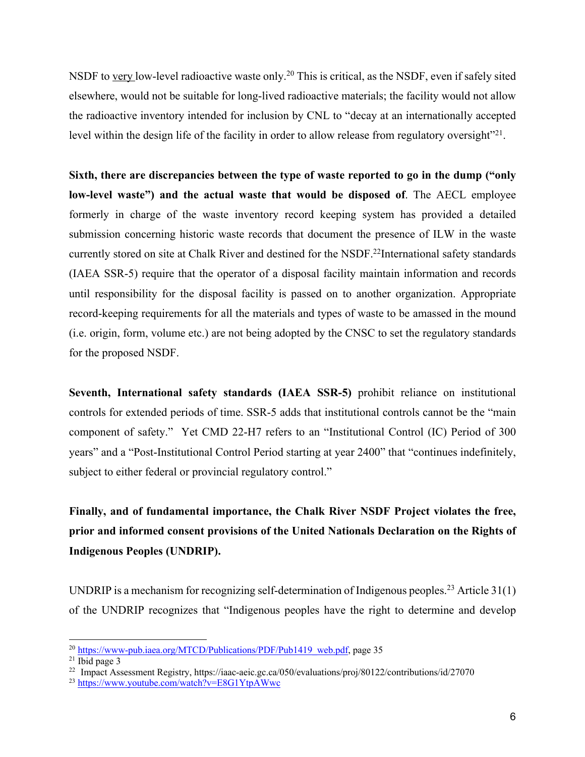NSDF to very low-level radioactive waste only.[20] This is critical, as the NSDF, even if safely sited elsewhere, would not be suitable for long-lived radioactive materials; the facility would not allow the radioactive inventory intended for inclusion by CNL to "decay at an internationally accepted level within the design life of the facility in order to allow release from regulatory oversight"[21].

**Sixth, there are discrepancies between the type of waste reported to go in the dump ("only low-level waste") and the actual waste that would be disposed of**. The AECL employee formerly in charge of the waste inventory record keeping system has provided a detailed submission concerning historic waste records that document the presence of ILW in the waste currently stored on site at Chalk River and destined for the NSDF.[22] International safety standards (IAEA SSR-5) require that the operator of a disposal facility maintain information and records until responsibility for the disposal facility is passed on to another organization. Appropriate record-keeping requirements for all the materials and types of waste to be amassed in the mound (i.e. origin, form, volume etc.) are not being adopted by the CNSC to set the regulatory standards for the proposed NSDF.

**Seventh, International safety standards (IAEA SSR-5)** prohibit reliance on institutional controls for extended periods of time. SSR-5 adds that institutional controls cannot be the "main component of safety." Yet CMD 22-H7 refers to an "Institutional Control (IC) Period of 300 years" and a "Post-Institutional Control Period starting at year 2400" that "continues indefinitely, subject to either federal or provincial regulatory control."

**Finally, and of fundamental importance, the Chalk River NSDF Project violates the free, prior and informed consent provisions of the United Nationals Declaration on the Rights of Indigenous Peoples (UNDRIP).**

UNDRIP is a mechanism for recognizing self-determination of Indigenous peoples.[23] Article 31(1) of the UNDRIP recognizes that "Indigenous peoples have the right to determine and develop

---

[20] https://www-pub.iaea.org/MTCD/Publications/PDF/Pub1419_web.pdf, page 35

[21] Ibid page 3

[22] Impact Assessment Registry, https://iaac-aeic.gc.ca/050/evaluations/proj/80122/contributions/id/27070

[23] https://www.youtube.com/watch?v=E8G1YtpAWwc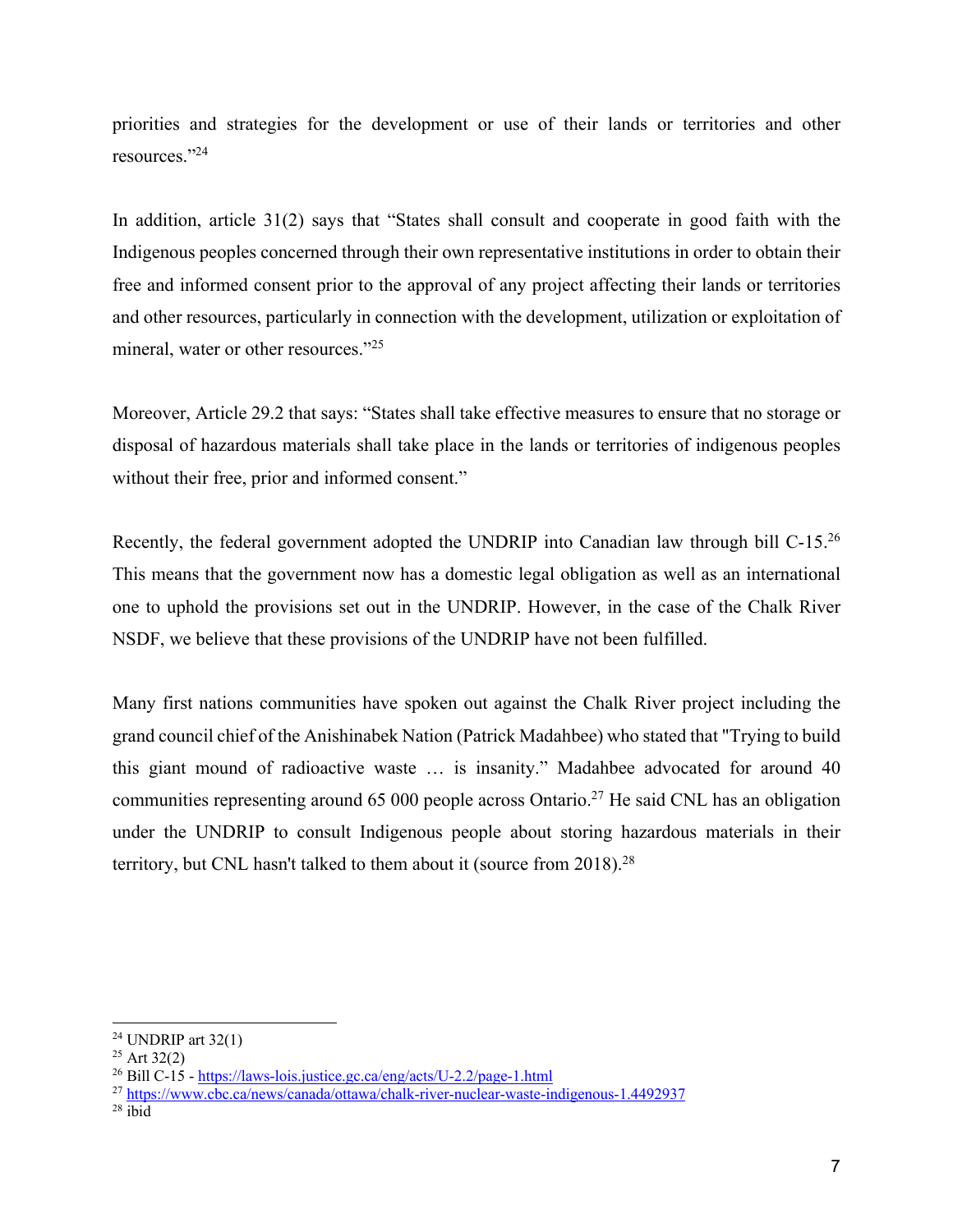priorities and strategies for the development or use of their lands or territories and other resources."[24]

In addition, article 31(2) says that "States shall consult and cooperate in good faith with the Indigenous peoples concerned through their own representative institutions in order to obtain their free and informed consent prior to the approval of any project affecting their lands or territories and other resources, particularly in connection with the development, utilization or exploitation of mineral, water or other resources."[25]

Moreover, Article 29.2 that says: "States shall take effective measures to ensure that no storage or disposal of hazardous materials shall take place in the lands or territories of indigenous peoples without their free, prior and informed consent."

Recently, the federal government adopted the UNDRIP into Canadian law through bill C-15.[26] This means that the government now has a domestic legal obligation as well as an international one to uphold the provisions set out in the UNDRIP. However, in the case of the Chalk River NSDF, we believe that these provisions of the UNDRIP have not been fulfilled.

Many first nations communities have spoken out against the Chalk River project including the grand council chief of the Anishinabek Nation (Patrick Madahbee) who stated that "Trying to build this giant mound of radioactive waste … is insanity." Madahbee advocated for around 40 communities representing around 65 000 people across Ontario.[27] He said CNL has an obligation under the UNDRIP to consult Indigenous people about storing hazardous materials in their territory, but CNL hasn't talked to them about it (source from 2018).[28]

---

[24] UNDRIP art 32(1)

[25] Art 32(2)

[26] Bill C-15 - https://laws-lois.justice.gc.ca/eng/acts/U-2.2/page-1.html

[27] https://www.cbc.ca/news/canada/ottawa/chalk-river-nuclear-waste-indigenous-1.4492937

[28] ibid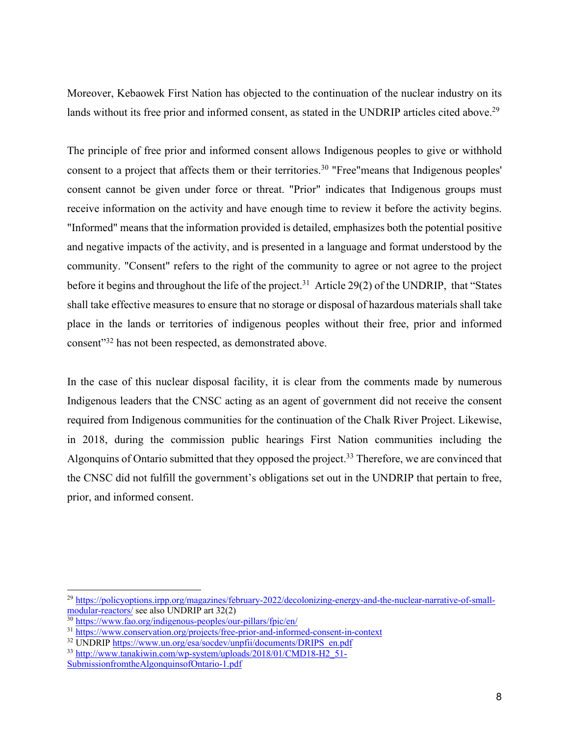Moreover, Kebaowek First Nation has objected to the continuation of the nuclear industry on its lands without its free prior and informed consent, as stated in the UNDRIP articles cited above.[29]

The principle of free prior and informed consent allows Indigenous peoples to give or withhold consent to a project that affects them or their territories.[30] "Free"means that Indigenous peoples' consent cannot be given under force or threat. "Prior" indicates that Indigenous groups must receive information on the activity and have enough time to review it before the activity begins. "Informed" means that the information provided is detailed, emphasizes both the potential positive and negative impacts of the activity, and is presented in a language and format understood by the community. "Consent" refers to the right of the community to agree or not agree to the project before it begins and throughout the life of the project.[31] Article 29(2) of the UNDRIP, that "States shall take effective measures to ensure that no storage or disposal of hazardous materials shall take place in the lands or territories of indigenous peoples without their free, prior and informed consent"[32] has not been respected, as demonstrated above.

In the case of this nuclear disposal facility, it is clear from the comments made by numerous Indigenous leaders that the CNSC acting as an agent of government did not receive the consent required from Indigenous communities for the continuation of the Chalk River Project. Likewise, in 2018, during the commission public hearings First Nation communities including the Algonquins of Ontario submitted that they opposed the project.[33] Therefore, we are convinced that the CNSC did not fulfill the government's obligations set out in the UNDRIP that pertain to free, prior, and informed consent.

---

[29] https://policyoptions.irpp.org/magazines/february-2022/decolonizing-energy-and-the-nuclear-narrative-of-small-modular-reactors/ see also UNDRIP art 32(2)

[30] https://www.fao.org/indigenous-peoples/our-pillars/fpic/en/

[31] https://www.conservation.org/projects/free-prior-and-informed-consent-in-context

[32] UNDRIP https://www.un.org/esa/socdev/unpfii/documents/DRIPS_en.pdf

[33] http://www.tanakiwin.com/wp-system/uploads/2018/01/CMD18-H2_51-SubmissionfromtheAlgonquinsofOntario-1.pdf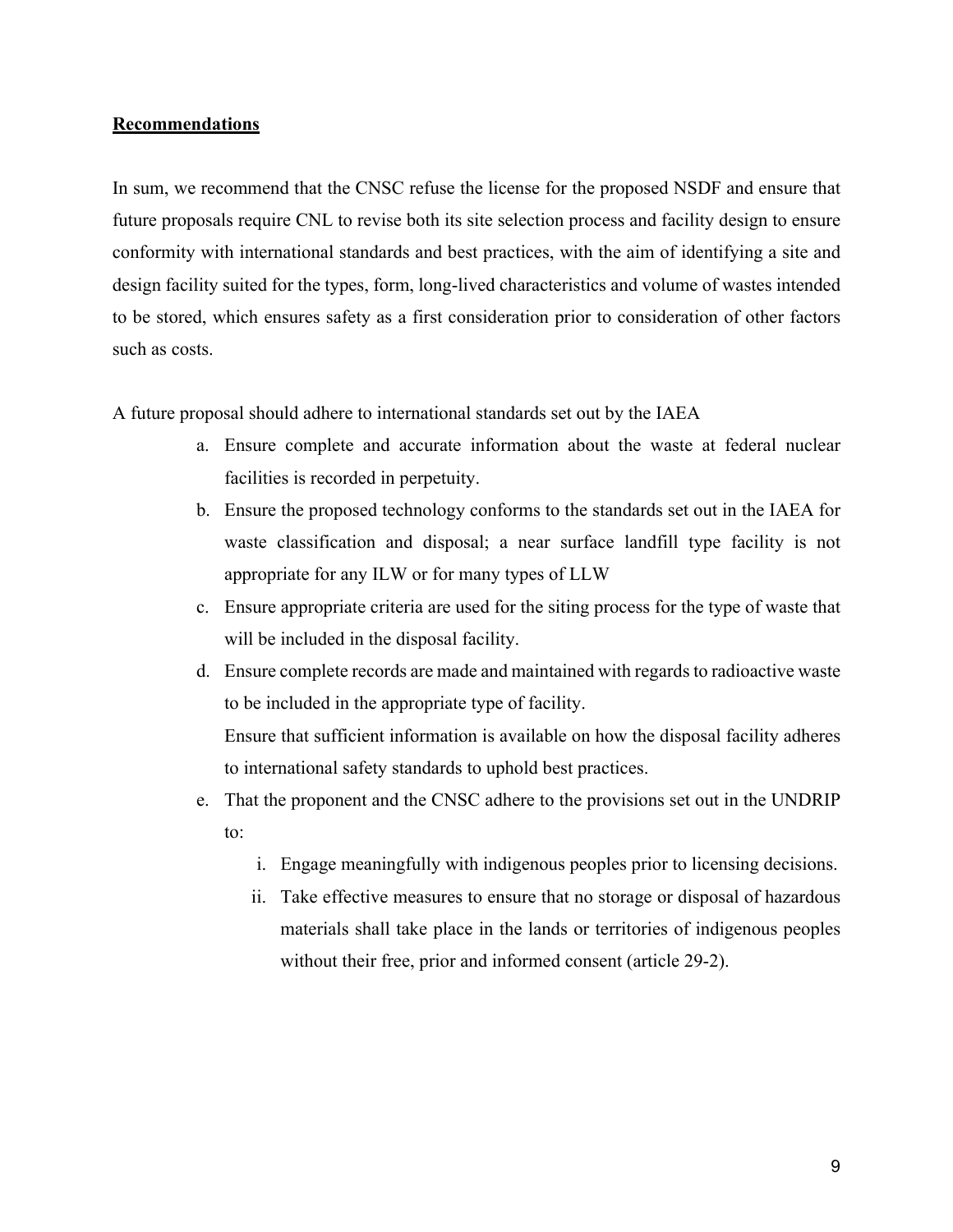## Recommendations

In sum, we recommend that the CNSC refuse the license for the proposed NSDF and ensure that future proposals require CNL to revise both its site selection process and facility design to ensure conformity with international standards and best practices, with the aim of identifying a site and design facility suited for the types, form, long-lived characteristics and volume of wastes intended to be stored, which ensures safety as a first consideration prior to consideration of other factors such as costs.

A future proposal should adhere to international standards set out by the IAEA

a. Ensure complete and accurate information about the waste at federal nuclear facilities is recorded in perpetuity.
b. Ensure the proposed technology conforms to the standards set out in the IAEA for waste classification and disposal; a near surface landfill type facility is not appropriate for any ILW or for many types of LLW
c. Ensure appropriate criteria are used for the siting process for the type of waste that will be included in the disposal facility.
d. Ensure complete records are made and maintained with regards to radioactive waste to be included in the appropriate type of facility.
   Ensure that sufficient information is available on how the disposal facility adheres to international safety standards to uphold best practices.
e. That the proponent and the CNSC adhere to the provisions set out in the UNDRIP to:
   i. Engage meaningfully with indigenous peoples prior to licensing decisions.
   ii. Take effective measures to ensure that no storage or disposal of hazardous materials shall take place in the lands or territories of indigenous peoples without their free, prior and informed consent (article 29-2).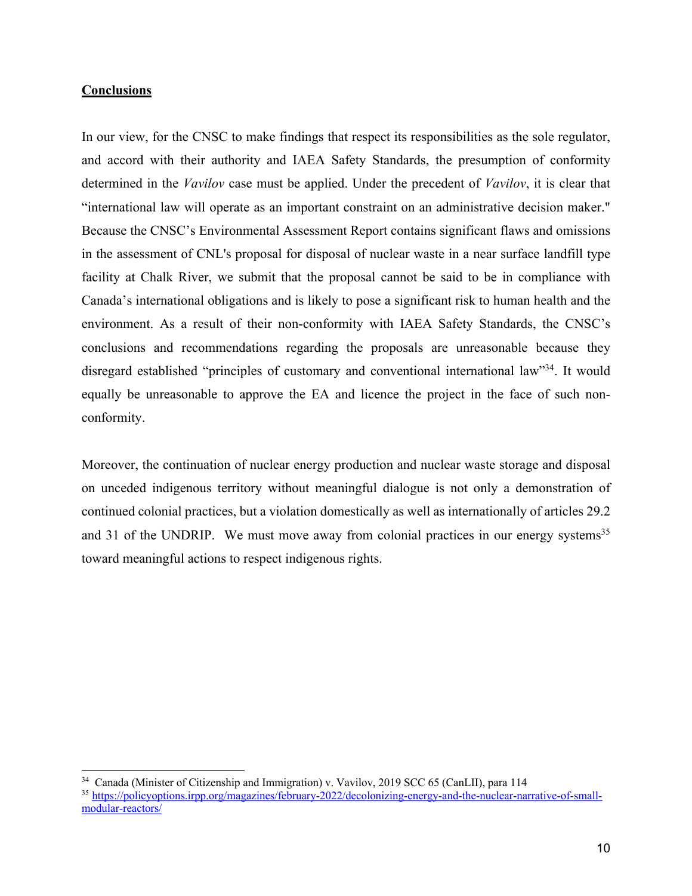## Conclusions

In our view, for the CNSC to make findings that respect its responsibilities as the sole regulator, and accord with their authority and IAEA Safety Standards, the presumption of conformity determined in the *Vavilov* case must be applied. Under the precedent of *Vavilov*, it is clear that "international law will operate as an important constraint on an administrative decision maker." Because the CNSC's Environmental Assessment Report contains significant flaws and omissions in the assessment of CNL's proposal for disposal of nuclear waste in a near surface landfill type facility at Chalk River, we submit that the proposal cannot be said to be in compliance with Canada's international obligations and is likely to pose a significant risk to human health and the environment. As a result of their non-conformity with IAEA Safety Standards, the CNSC's conclusions and recommendations regarding the proposals are unreasonable because they disregard established "principles of customary and conventional international law"[34]. It would equally be unreasonable to approve the EA and licence the project in the face of such non-conformity.

Moreover, the continuation of nuclear energy production and nuclear waste storage and disposal on unceded indigenous territory without meaningful dialogue is not only a demonstration of continued colonial practices, but a violation domestically as well as internationally of articles 29.2 and 31 of the UNDRIP. We must move away from colonial practices in our energy systems[35] toward meaningful actions to respect indigenous rights.

---

[34] Canada (Minister of Citizenship and Immigration) v. Vavilov, 2019 SCC 65 (CanLII), para 114

[35] https://policyoptions.irpp.org/magazines/february-2022/decolonizing-energy-and-the-nuclear-narrative-of-small-modular-reactors/